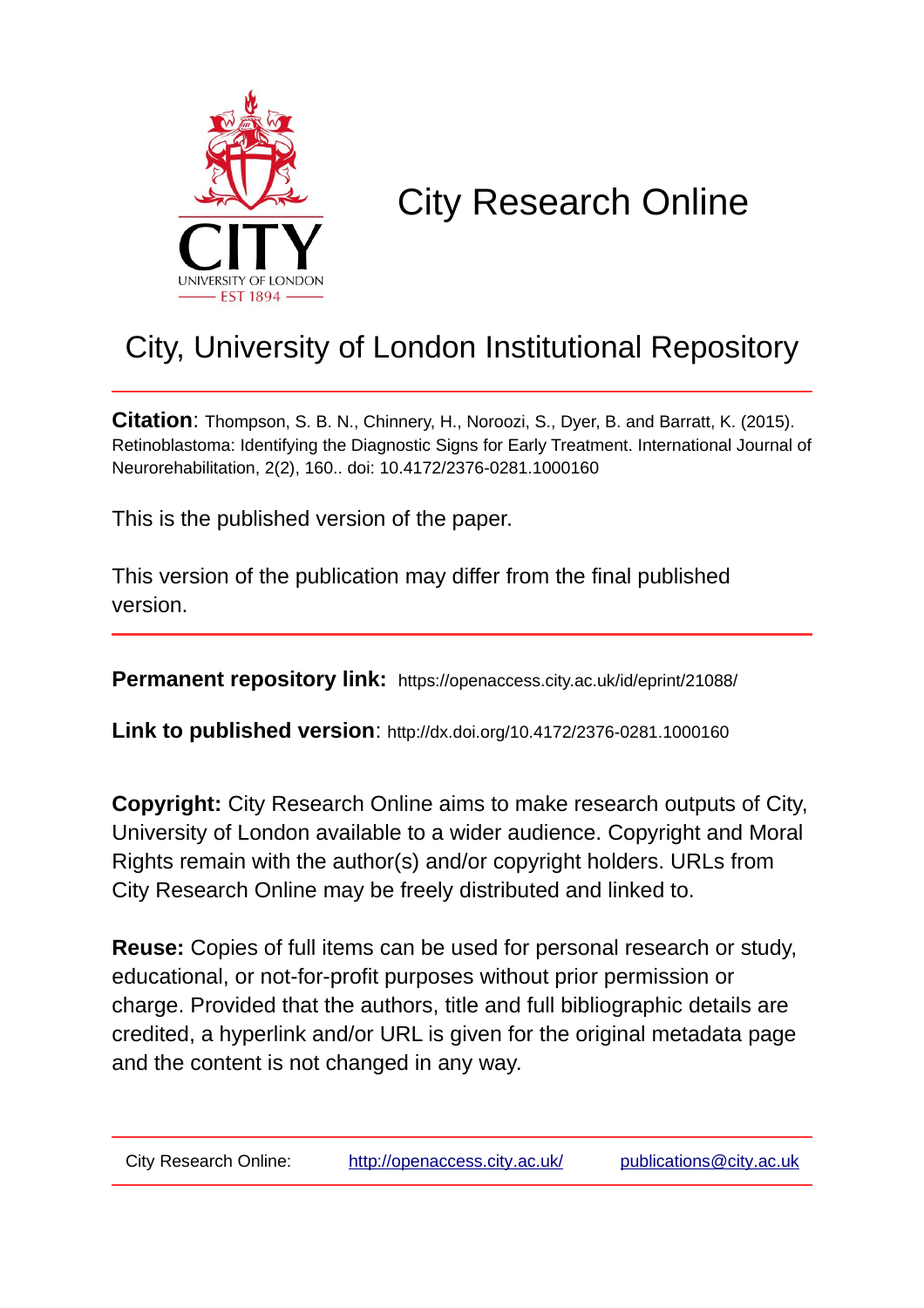# City Research Online

## City, University of London Institutional Repository

**Citation**: Thompson, S. B. N., Chinnery, H., Noroozi, S., Dyer, B. and Barratt, K. (2015). Retinoblastoma: Identifying the Diagnostic Signs for Early Treatment. International Journal of Neurorehabilitation, 2(2), 160.. doi: 10.4172/2376-0281.1000160

This is the published version of the paper.

This version of the publication may differ from the final published version.

**Permanent repository link:** https://openaccess.city.ac.uk/id/eprint/21088/

**Link to published version**: http://dx.doi.org/10.4172/2376-0281.1000160

**Copyright:** City Research Online aims to make research outputs of City, University of London available to a wider audience. Copyright and Moral Rights remain with the author(s) and/or copyright holders. URLs from City Research Online may be freely distributed and linked to.

**Reuse:** Copies of full items can be used for personal research or study, educational, or not-for-profit purposes without prior permission or charge. Provided that the authors, title and full bibliographic details are credited, a hyperlink and/or URL is given for the original metadata page and the content is not changed in any way.

City Research Online: http://openaccess.city.ac.uk/ publications@city.ac.uk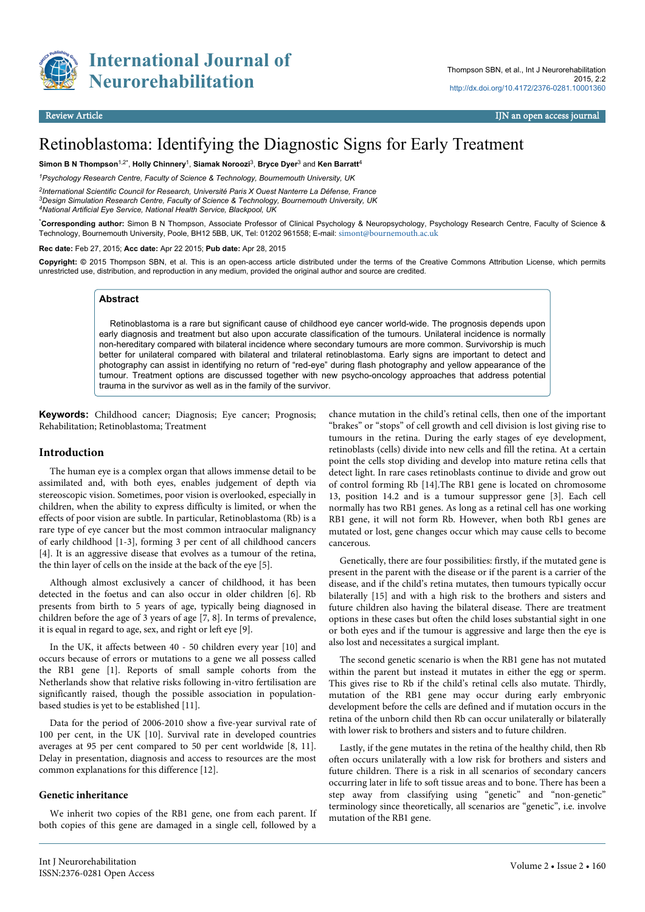# Retinoblastoma: Identifying the Diagnostic Signs for Early Treatment

**Simon B N Thompson**[1,2*], **Holly Chinnery**[1], **Siamak Noroozi**[3], **Bryce Dyer**[3] and **Ken Barratt**[4]

[1]*Psychology Research Centre, Faculty of Science & Technology, Bournemouth University, UK*

[2]*International Scientific Council for Research, Université Paris X Ouest Nanterre La Défense, France*

[3]*Design Simulation Research Centre, Faculty of Science & Technology, Bournemouth University, UK*

[4]*National Artificial Eye Service, National Health Service, Blackpool, UK*

[*]**Corresponding author:** Simon B N Thompson, Associate Professor of Clinical Psychology & Neuropsychology, Psychology Research Centre, Faculty of Science & Technology, Bournemouth University, Poole, BH12 5BB, UK, Tel: 01202 961558; E-mail: simont@bournemouth.ac.uk

**Rec date:** Feb 27, 2015; **Acc date:** Apr 22 2015; **Pub date:** Apr 28, 2015

**Copyright:** © 2015 Thompson SBN, et al. This is an open-access article distributed under the terms of the Creative Commons Attribution License, which permits unrestricted use, distribution, and reproduction in any medium, provided the original author and source are credited.

## Abstract

Retinoblastoma is a rare but significant cause of childhood eye cancer world-wide. The prognosis depends upon early diagnosis and treatment but also upon accurate classification of the tumours. Unilateral incidence is normally non-hereditary compared with bilateral incidence where secondary tumours are more common. Survivorship is much better for unilateral compared with bilateral and trilateral retinoblastoma. Early signs are important to detect and photography can assist in identifying no return of "red-eye" during flash photography and yellow appearance of the tumour. Treatment options are discussed together with new psycho-oncology approaches that address potential trauma in the survivor as well as in the family of the survivor.

**Keywords:** Childhood cancer; Diagnosis; Eye cancer; Prognosis; Rehabilitation; Retinoblastoma; Treatment

## Introduction

The human eye is a complex organ that allows immense detail to be assimilated and, with both eyes, enables judgement of depth via stereoscopic vision. Sometimes, poor vision is overlooked, especially in children, when the ability to express difficulty is limited, or when the effects of poor vision are subtle. In particular, Retinoblastoma (Rb) is a rare type of eye cancer but the most common intraocular malignancy of early childhood [1-3], forming 3 per cent of all childhood cancers [4]. It is an aggressive disease that evolves as a tumour of the retina, the thin layer of cells on the inside at the back of the eye [5].

Although almost exclusively a cancer of childhood, it has been detected in the foetus and can also occur in older children [6]. Rb presents from birth to 5 years of age, typically being diagnosed in children before the age of 3 years of age [7, 8]. In terms of prevalence, it is equal in regard to age, sex, and right or left eye [9].

In the UK, it affects between 40 - 50 children every year [10] and occurs because of errors or mutations to a gene we all possess called the RB1 gene [1]. Reports of small sample cohorts from the Netherlands show that relative risks following in-vitro fertilisation are significantly raised, though the possible association in population-based studies is yet to be established [11].

Data for the period of 2006-2010 show a five-year survival rate of 100 per cent, in the UK [10]. Survival rate in developed countries averages at 95 per cent compared to 50 per cent worldwide [8, 11]. Delay in presentation, diagnosis and access to resources are the most common explanations for this difference [12].

### Genetic inheritance

We inherit two copies of the RB1 gene, one from each parent. If both copies of this gene are damaged in a single cell, followed by a chance mutation in the child's retinal cells, then one of the important "brakes" or "stops" of cell growth and cell division is lost giving rise to tumours in the retina. During the early stages of eye development, retinoblasts (cells) divide into new cells and fill the retina. At a certain point the cells stop dividing and develop into mature retina cells that detect light. In rare cases retinoblasts continue to divide and grow out of control forming Rb [14].The RB1 gene is located on chromosome 13, position 14.2 and is a tumour suppressor gene [3]. Each cell normally has two RB1 genes. As long as a retinal cell has one working RB1 gene, it will not form Rb. However, when both Rb1 genes are mutated or lost, gene changes occur which may cause cells to become cancerous.

Genetically, there are four possibilities: firstly, if the mutated gene is present in the parent with the disease or if the parent is a carrier of the disease, and if the child's retina mutates, then tumours typically occur bilaterally [15] and with a high risk to the brothers and sisters and future children also having the bilateral disease. There are treatment options in these cases but often the child loses substantial sight in one or both eyes and if the tumour is aggressive and large then the eye is also lost and necessitates a surgical implant.

The second genetic scenario is when the RB1 gene has not mutated within the parent but instead it mutates in either the egg or sperm. This gives rise to Rb if the child's retinal cells also mutate. Thirdly, mutation of the RB1 gene may occur during early embryonic development before the cells are defined and if mutation occurs in the retina of the unborn child then Rb can occur unilaterally or bilaterally with lower risk to brothers and sisters and to future children.

Lastly, if the gene mutates in the retina of the healthy child, then Rb often occurs unilaterally with a low risk for brothers and sisters and future children. There is a risk in all scenarios of secondary cancers occurring later in life to soft tissue areas and to bone. There has been a step away from classifying using "genetic" and "non-genetic" terminology since theoretically, all scenarios are "genetic", i.e. involve mutation of the RB1 gene.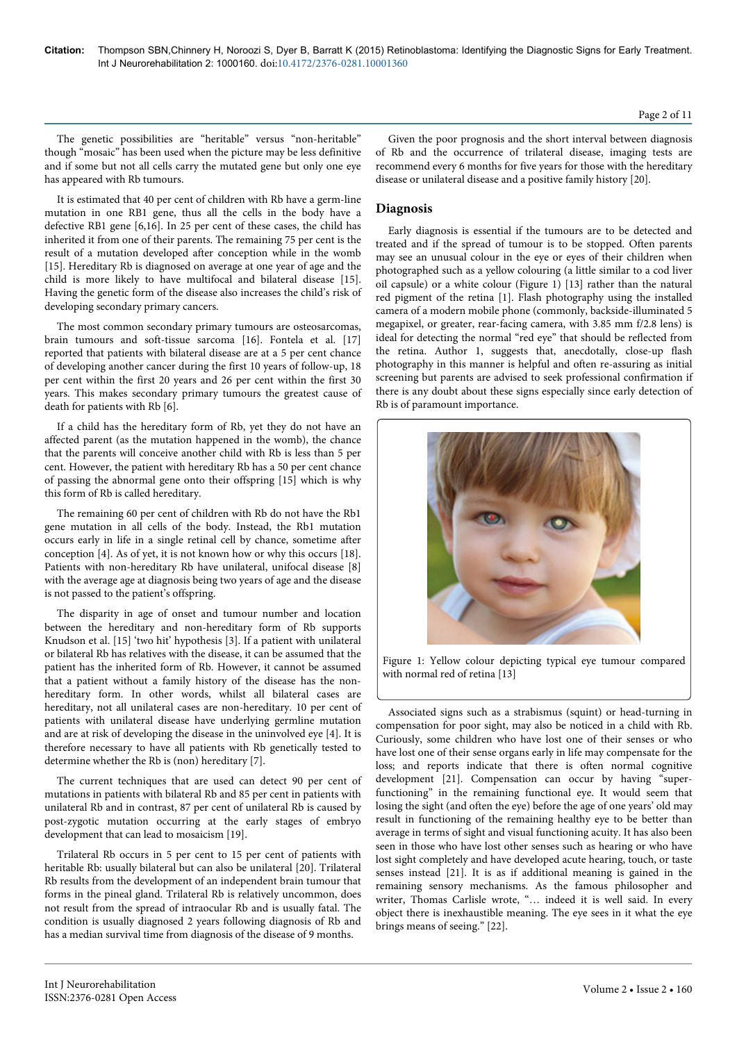The genetic possibilities are "heritable" versus "non-heritable" though "mosaic" has been used when the picture may be less definitive and if some but not all cells carry the mutated gene but only one eye has appeared with Rb tumours.

It is estimated that 40 per cent of children with Rb have a germ-line mutation in one RB1 gene, thus all the cells in the body have a defective RB1 gene [6,16]. In 25 per cent of these cases, the child has inherited it from one of their parents. The remaining 75 per cent is the result of a mutation developed after conception while in the womb [15]. Hereditary Rb is diagnosed on average at one year of age and the child is more likely to have multifocal and bilateral disease [15]. Having the genetic form of the disease also increases the child's risk of developing secondary primary cancers.

The most common secondary primary tumours are osteosarcomas, brain tumours and soft-tissue sarcoma [16]. Fontela et al. [17] reported that patients with bilateral disease are at a 5 per cent chance of developing another cancer during the first 10 years of follow-up, 18 per cent within the first 20 years and 26 per cent within the first 30 years. This makes secondary primary tumours the greatest cause of death for patients with Rb [6].

If a child has the hereditary form of Rb, yet they do not have an affected parent (as the mutation happened in the womb), the chance that the parents will conceive another child with Rb is less than 5 per cent. However, the patient with hereditary Rb has a 50 per cent chance of passing the abnormal gene onto their offspring [15] which is why this form of Rb is called hereditary.

The remaining 60 per cent of children with Rb do not have the Rb1 gene mutation in all cells of the body. Instead, the Rb1 mutation occurs early in life in a single retinal cell by chance, sometime after conception [4]. As of yet, it is not known how or why this occurs [18]. Patients with non-hereditary Rb have unilateral, unifocal disease [8] with the average age at diagnosis being two years of age and the disease is not passed to the patient's offspring.

The disparity in age of onset and tumour number and location between the hereditary and non-hereditary form of Rb supports Knudson et al. [15] 'two hit' hypothesis [3]. If a patient with unilateral or bilateral Rb has relatives with the disease, it can be assumed that the patient has the inherited form of Rb. However, it cannot be assumed that a patient without a family history of the disease has the non-hereditary form. In other words, whilst all bilateral cases are hereditary, not all unilateral cases are non-hereditary. 10 per cent of patients with unilateral disease have underlying germline mutation and are at risk of developing the disease in the uninvolved eye [4]. It is therefore necessary to have all patients with Rb genetically tested to determine whether the Rb is (non) hereditary [7].

The current techniques that are used can detect 90 per cent of mutations in patients with bilateral Rb and 85 per cent in patients with unilateral Rb and in contrast, 87 per cent of unilateral Rb is caused by post-zygotic mutation occurring at the early stages of embryo development that can lead to mosaicism [19].

Trilateral Rb occurs in 5 per cent to 15 per cent of patients with heritable Rb: usually bilateral but can also be unilateral [20]. Trilateral Rb results from the development of an independent brain tumour that forms in the pineal gland. Trilateral Rb is relatively uncommon, does not result from the spread of intraocular Rb and is usually fatal. The condition is usually diagnosed 2 years following diagnosis of Rb and has a median survival time from diagnosis of the disease of 9 months.

Given the poor prognosis and the short interval between diagnosis of Rb and the occurrence of trilateral disease, imaging tests are recommend every 6 months for five years for those with the hereditary disease or unilateral disease and a positive family history [20].

## Diagnosis

Early diagnosis is essential if the tumours are to be detected and treated and if the spread of tumour is to be stopped. Often parents may see an unusual colour in the eye or eyes of their children when photographed such as a yellow colouring (a little similar to a cod liver oil capsule) or a white colour (Figure 1) [13] rather than the natural red pigment of the retina [1]. Flash photography using the installed camera of a modern mobile phone (commonly, backside-illuminated 5 megapixel, or greater, rear-facing camera, with 3.85 mm f/2.8 lens) is ideal for detecting the normal "red eye" that should be reflected from the retina. Author 1, suggests that, anecdotally, close-up flash photography in this manner is helpful and often re-assuring as initial screening but parents are advised to seek professional confirmation if there is any doubt about these signs especially since early detection of Rb is of paramount importance.

Figure 1: Yellow colour depicting typical eye tumour compared with normal red of retina [13]

Associated signs such as a strabismus (squint) or head-turning in compensation for poor sight, may also be noticed in a child with Rb. Curiously, some children who have lost one of their senses or who have lost one of their sense organs early in life may compensate for the loss; and reports indicate that there is often normal cognitive development [21]. Compensation can occur by having "super-functioning" in the remaining functional eye. It would seem that losing the sight (and often the eye) before the age of one years' old may result in functioning of the remaining healthy eye to be better than average in terms of sight and visual functioning acuity. It has also been seen in those who have lost other senses such as hearing or who have lost sight completely and have developed acute hearing, touch, or taste senses instead [21]. It is as if additional meaning is gained in the remaining sensory mechanisms. As the famous philosopher and writer, Thomas Carlisle wrote, "… indeed it is well said. In every object there is inexhaustible meaning. The eye sees in it what the eye brings means of seeing." [22].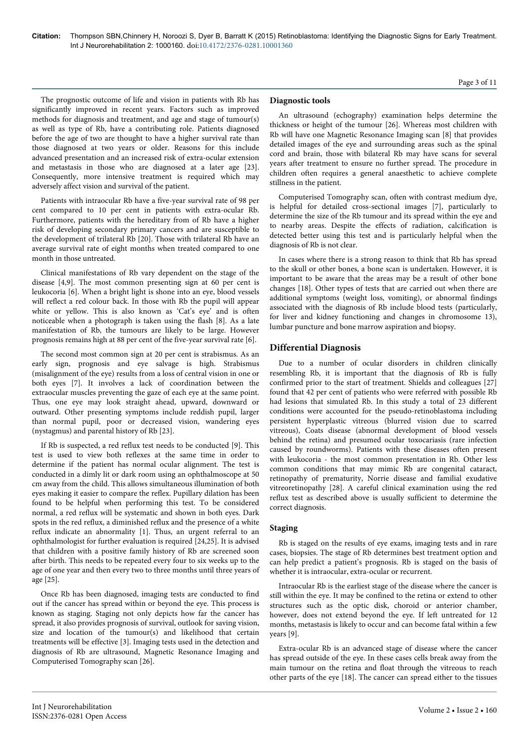The prognostic outcome of life and vision in patients with Rb has significantly improved in recent years. Factors such as improved methods for diagnosis and treatment, and age and stage of tumour(s) as well as type of Rb, have a contributing role. Patients diagnosed before the age of two are thought to have a higher survival rate than those diagnosed at two years or older. Reasons for this include advanced presentation and an increased risk of extra-ocular extension and metastasis in those who are diagnosed at a later age [23]. Consequently, more intensive treatment is required which may adversely affect vision and survival of the patient.

Patients with intraocular Rb have a five-year survival rate of 98 per cent compared to 10 per cent in patients with extra-ocular Rb. Furthermore, patients with the hereditary from of Rb have a higher risk of developing secondary primary cancers and are susceptible to the development of trilateral Rb [20]. Those with trilateral Rb have an average survival rate of eight months when treated compared to one month in those untreated.

Clinical manifestations of Rb vary dependent on the stage of the disease [4,9]. The most common presenting sign at 60 per cent is leukocoria [6]. When a bright light is shone into an eye, blood vessels will reflect a red colour back. In those with Rb the pupil will appear white or yellow. This is also known as 'Cat's eye' and is often noticeable when a photograph is taken using the flash [8]. As a late manifestation of Rb, the tumours are likely to be large. However prognosis remains high at 88 per cent of the five-year survival rate [6].

The second most common sign at 20 per cent is strabismus. As an early sign, prognosis and eye salvage is high. Strabismus (misalignment of the eye) results from a loss of central vision in one or both eyes [7]. It involves a lack of coordination between the extraocular muscles preventing the gaze of each eye at the same point. Thus, one eye may look straight ahead, upward, downward or outward. Other presenting symptoms include reddish pupil, larger than normal pupil, poor or decreased vision, wandering eyes (nystagmus) and parental history of Rb [23].

If Rb is suspected, a red reflux test needs to be conducted [9]. This test is used to view both reflexes at the same time in order to determine if the patient has normal ocular alignment. The test is conducted in a dimly lit or dark room using an ophthalmoscope at 50 cm away from the child. This allows simultaneous illumination of both eyes making it easier to compare the reflex. Pupillary dilation has been found to be helpful when performing this test. To be considered normal, a red reflux will be systematic and shown in both eyes. Dark spots in the red reflux, a diminished reflux and the presence of a white reflux indicate an abnormality [1]. Thus, an urgent referral to an ophthalmologist for further evaluation is required [24,25]. It is advised that children with a positive family history of Rb are screened soon after birth. This needs to be repeated every four to six weeks up to the age of one year and then every two to three months until three years of age [25].

Once Rb has been diagnosed, imaging tests are conducted to find out if the cancer has spread within or beyond the eye. This process is known as staging. Staging not only depicts how far the cancer has spread, it also provides prognosis of survival, outlook for saving vision, size and location of the tumour(s) and likelihood that certain treatments will be effective [3]. Imaging tests used in the detection and diagnosis of Rb are ultrasound, Magnetic Resonance Imaging and Computerised Tomography scan [26].

### Diagnostic tools

An ultrasound (echography) examination helps determine the thickness or height of the tumour [26]. Whereas most children with Rb will have one Magnetic Resonance Imaging scan [8] that provides detailed images of the eye and surrounding areas such as the spinal cord and brain, those with bilateral Rb may have scans for several years after treatment to ensure no further spread. The procedure in children often requires a general anaesthetic to achieve complete stillness in the patient.

Computerised Tomography scan, often with contrast medium dye, is helpful for detailed cross-sectional images [7], particularly to determine the size of the Rb tumour and its spread within the eye and to nearby areas. Despite the effects of radiation, calcification is detected better using this test and is particularly helpful when the diagnosis of Rb is not clear.

In cases where there is a strong reason to think that Rb has spread to the skull or other bones, a bone scan is undertaken. However, it is important to be aware that the areas may be a result of other bone changes [18]. Other types of tests that are carried out when there are additional symptoms (weight loss, vomiting), or abnormal findings associated with the diagnosis of Rb include blood tests (particularly, for liver and kidney functioning and changes in chromosome 13), lumbar puncture and bone marrow aspiration and biopsy.

## Differential Diagnosis

Due to a number of ocular disorders in children clinically resembling Rb, it is important that the diagnosis of Rb is fully confirmed prior to the start of treatment. Shields and colleagues [27] found that 42 per cent of patients who were referred with possible Rb had lesions that simulated Rb. In this study a total of 23 different conditions were accounted for the pseudo-retinoblastoma including persistent hyperplastic vitreous (blurred vision due to scarred vitreous), Coats disease (abnormal development of blood vessels behind the retina) and presumed ocular toxocariasis (rare infection caused by roundworms). Patients with these diseases often present with leukocoria - the most common presentation in Rb. Other less common conditions that may mimic Rb are congenital cataract, retinopathy of prematurity, Norrie disease and familial exudative vitreoretinopathy [28]. A careful clinical examination using the red reflux test as described above is usually sufficient to determine the correct diagnosis.

### Staging

Rb is staged on the results of eye exams, imaging tests and in rare cases, biopsies. The stage of Rb determines best treatment option and can help predict a patient's prognosis. Rb is staged on the basis of whether it is intraocular, extra-ocular or recurrent.

Intraocular Rb is the earliest stage of the disease where the cancer is still within the eye. It may be confined to the retina or extend to other structures such as the optic disk, choroid or anterior chamber, however, does not extend beyond the eye. If left untreated for 12 months, metastasis is likely to occur and can become fatal within a few years [9].

Extra-ocular Rb is an advanced stage of disease where the cancer has spread outside of the eye. In these cases cells break away from the main tumour on the retina and float through the vitreous to reach other parts of the eye [18]. The cancer can spread either to the tissues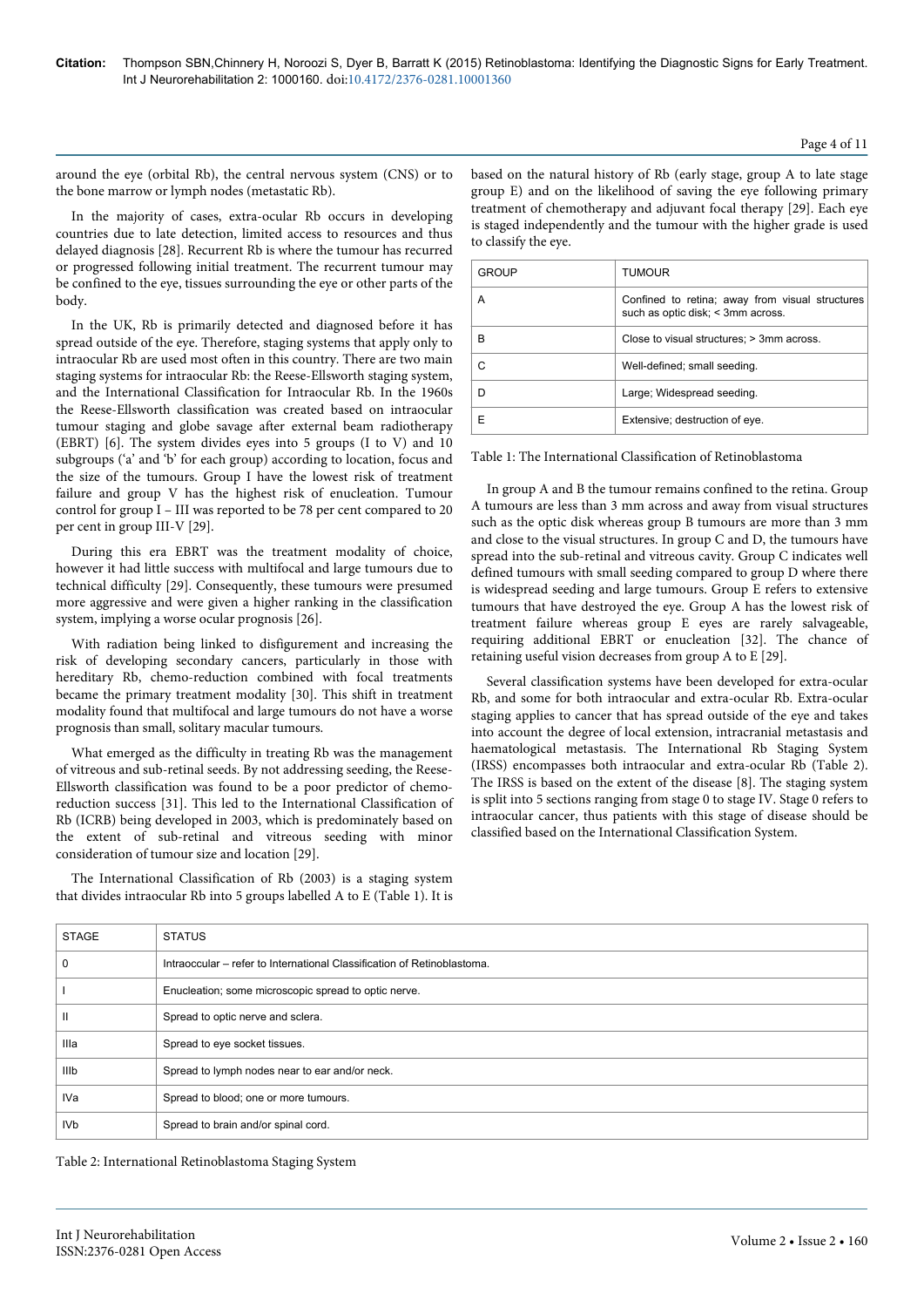around the eye (orbital Rb), the central nervous system (CNS) or to the bone marrow or lymph nodes (metastatic Rb).

In the majority of cases, extra-ocular Rb occurs in developing countries due to late detection, limited access to resources and thus delayed diagnosis [28]. Recurrent Rb is where the tumour has recurred or progressed following initial treatment. The recurrent tumour may be confined to the eye, tissues surrounding the eye or other parts of the body.

In the UK, Rb is primarily detected and diagnosed before it has spread outside of the eye. Therefore, staging systems that apply only to intraocular Rb are used most often in this country. There are two main staging systems for intraocular Rb: the Reese-Ellsworth staging system, and the International Classification for Intraocular Rb. In the 1960s the Reese-Ellsworth classification was created based on intraocular tumour staging and globe savage after external beam radiotherapy (EBRT) [6]. The system divides eyes into 5 groups (I to V) and 10 subgroups ('a' and 'b' for each group) according to location, focus and the size of the tumours. Group I have the lowest risk of treatment failure and group V has the highest risk of enucleation. Tumour control for group I – III was reported to be 78 per cent compared to 20 per cent in group III-V [29].

During this era EBRT was the treatment modality of choice, however it had little success with multifocal and large tumours due to technical difficulty [29]. Consequently, these tumours were presumed more aggressive and were given a higher ranking in the classification system, implying a worse ocular prognosis [26].

With radiation being linked to disfigurement and increasing the risk of developing secondary cancers, particularly in those with hereditary Rb, chemo-reduction combined with focal treatments became the primary treatment modality [30]. This shift in treatment modality found that multifocal and large tumours do not have a worse prognosis than small, solitary macular tumours.

What emerged as the difficulty in treating Rb was the management of vitreous and sub-retinal seeds. By not addressing seeding, the Reese-Ellsworth classification was found to be a poor predictor of chemo-reduction success [31]. This led to the International Classification of Rb (ICRB) being developed in 2003, which is predominately based on the extent of sub-retinal and vitreous seeding with minor consideration of tumour size and location [29].

The International Classification of Rb (2003) is a staging system that divides intraocular Rb into 5 groups labelled A to E (Table 1). It is based on the natural history of Rb (early stage, group A to late stage group E) and on the likelihood of saving the eye following primary treatment of chemotherapy and adjuvant focal therapy [29]. Each eye is staged independently and the tumour with the higher grade is used to classify the eye.

| GROUP | TUMOUR |
|---|---|
| A | Confined to retina; away from visual structures such as optic disk; < 3mm across. |
| B | Close to visual structures; > 3mm across. |
| C | Well-defined; small seeding. |
| D | Large; Widespread seeding. |
| E | Extensive; destruction of eye. |

Table 1: The International Classification of Retinoblastoma

In group A and B the tumour remains confined to the retina. Group A tumours are less than 3 mm across and away from visual structures such as the optic disk whereas group B tumours are more than 3 mm and close to the visual structures. In group C and D, the tumours have spread into the sub-retinal and vitreous cavity. Group C indicates well defined tumours with small seeding compared to group D where there is widespread seeding and large tumours. Group E refers to extensive tumours that have destroyed the eye. Group A has the lowest risk of treatment failure whereas group E eyes are rarely salvageable, requiring additional EBRT or enucleation [32]. The chance of retaining useful vision decreases from group A to E [29].

Several classification systems have been developed for extra-ocular Rb, and some for both intraocular and extra-ocular Rb. Extra-ocular staging applies to cancer that has spread outside of the eye and takes into account the degree of local extension, intracranial metastasis and haematological metastasis. The International Rb Staging System (IRSS) encompasses both intraocular and extra-ocular Rb (Table 2). The IRSS is based on the extent of the disease [8]. The staging system is split into 5 sections ranging from stage 0 to stage IV. Stage 0 refers to intraocular cancer, thus patients with this stage of disease should be classified based on the International Classification System.

| STAGE | STATUS |
|---|---|
| 0 | Intraoccular – refer to International Classification of Retinoblastoma. |
| I | Enucleation; some microscopic spread to optic nerve. |
| II | Spread to optic nerve and sclera. |
| IIIa | Spread to eye socket tissues. |
| IIIb | Spread to lymph nodes near to ear and/or neck. |
| IVa | Spread to blood; one or more tumours. |
| IVb | Spread to brain and/or spinal cord. |

Table 2: International Retinoblastoma Staging System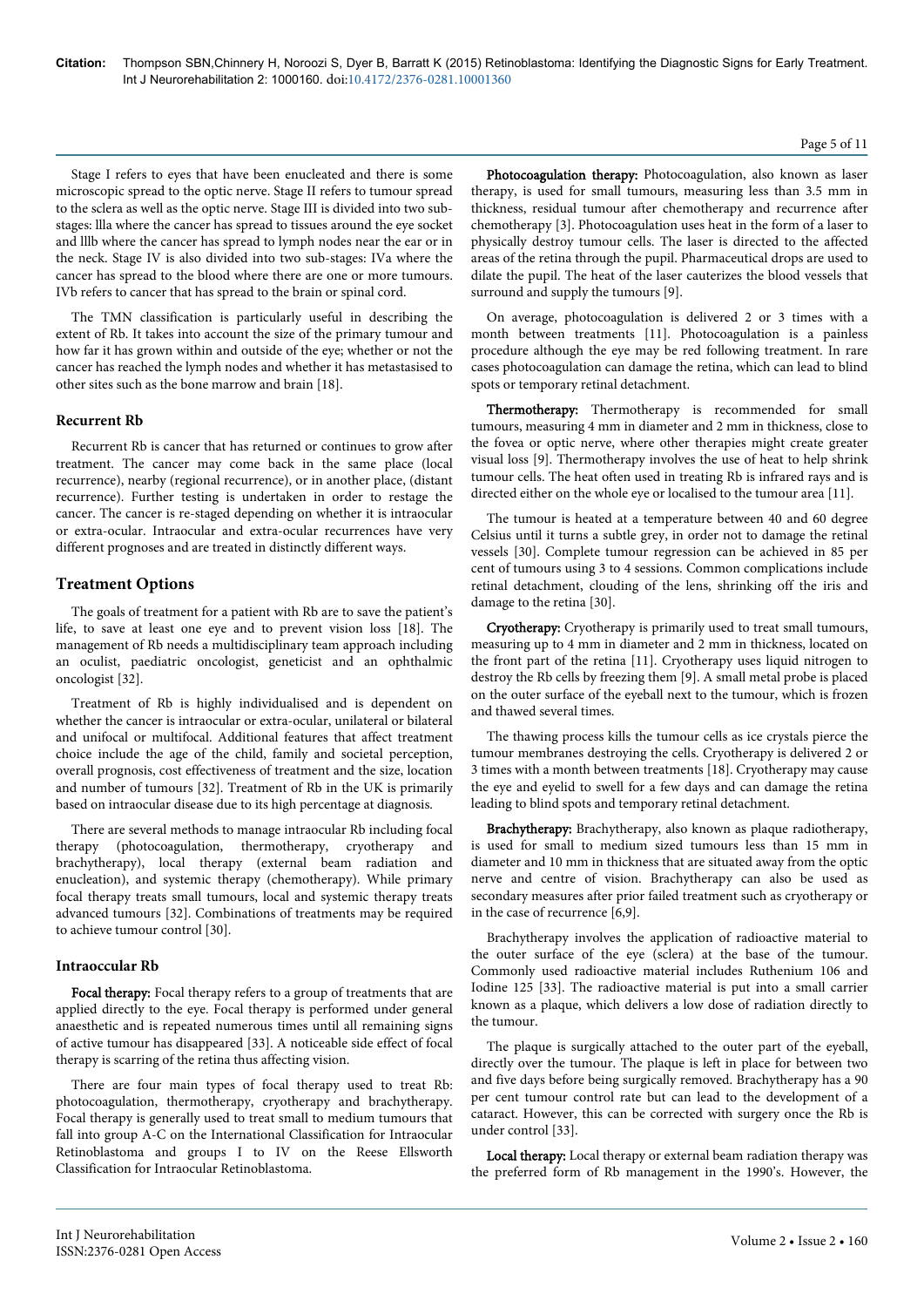Stage I refers to eyes that have been enucleated and there is some microscopic spread to the optic nerve. Stage II refers to tumour spread to the sclera as well as the optic nerve. Stage III is divided into two sub-stages: lllа where the cancer has spread to tissues around the eye socket and lllb where the cancer has spread to lymph nodes near the ear or in the neck. Stage IV is also divided into two sub-stages: IVa where the cancer has spread to the blood where there are one or more tumours. IVb refers to cancer that has spread to the brain or spinal cord.

The TMN classification is particularly useful in describing the extent of Rb. It takes into account the size of the primary tumour and how far it has grown within and outside of the eye; whether or not the cancer has reached the lymph nodes and whether it has metastasised to other sites such as the bone marrow and brain [18].

### Recurrent Rb

Recurrent Rb is cancer that has returned or continues to grow after treatment. The cancer may come back in the same place (local recurrence), nearby (regional recurrence), or in another place, (distant recurrence). Further testing is undertaken in order to restage the cancer. The cancer is re-staged depending on whether it is intraocular or extra-ocular. Intraocular and extra-ocular recurrences have very different prognoses and are treated in distinctly different ways.

## Treatment Options

The goals of treatment for a patient with Rb are to save the patient's life, to save at least one eye and to prevent vision loss [18]. The management of Rb needs a multidisciplinary team approach including an oculist, paediatric oncologist, geneticist and an ophthalmic oncologist [32].

Treatment of Rb is highly individualised and is dependent on whether the cancer is intraocular or extra-ocular, unilateral or bilateral and unifocal or multifocal. Additional features that affect treatment choice include the age of the child, family and societal perception, overall prognosis, cost effectiveness of treatment and the size, location and number of tumours [32]. Treatment of Rb in the UK is primarily based on intraocular disease due to its high percentage at diagnosis.

There are several methods to manage intraocular Rb including focal therapy (photocoagulation, thermotherapy, cryotherapy and brachytherapy), local therapy (external beam radiation and enucleation), and systemic therapy (chemotherapy). While primary focal therapy treats small tumours, local and systemic therapy treats advanced tumours [32]. Combinations of treatments may be required to achieve tumour control [30].

### Intraoccular Rb

**Focal therapy:** Focal therapy refers to a group of treatments that are applied directly to the eye. Focal therapy is performed under general anaesthetic and is repeated numerous times until all remaining signs of active tumour has disappeared [33]. A noticeable side effect of focal therapy is scarring of the retina thus affecting vision.

There are four main types of focal therapy used to treat Rb: photocoagulation, thermotherapy, cryotherapy and brachytherapy. Focal therapy is generally used to treat small to medium tumours that fall into group A-C on the International Classification for Intraocular Retinoblastoma and groups I to IV on the Reese Ellsworth Classification for Intraocular Retinoblastoma.

**Photocoagulation therapy:** Photocoagulation, also known as laser therapy, is used for small tumours, measuring less than 3.5 mm in thickness, residual tumour after chemotherapy and recurrence after chemotherapy [3]. Photocoagulation uses heat in the form of a laser to physically destroy tumour cells. The laser is directed to the affected areas of the retina through the pupil. Pharmaceutical drops are used to dilate the pupil. The heat of the laser cauterizes the blood vessels that surround and supply the tumours [9].

On average, photocoagulation is delivered 2 or 3 times with a month between treatments [11]. Photocoagulation is a painless procedure although the eye may be red following treatment. In rare cases photocoagulation can damage the retina, which can lead to blind spots or temporary retinal detachment.

**Thermotherapy:** Thermotherapy is recommended for small tumours, measuring 4 mm in diameter and 2 mm in thickness, close to the fovea or optic nerve, where other therapies might create greater visual loss [9]. Thermotherapy involves the use of heat to help shrink tumour cells. The heat often used in treating Rb is infrared rays and is directed either on the whole eye or localised to the tumour area [11].

The tumour is heated at a temperature between 40 and 60 degree Celsius until it turns a subtle grey, in order not to damage the retinal vessels [30]. Complete tumour regression can be achieved in 85 per cent of tumours using 3 to 4 sessions. Common complications include retinal detachment, clouding of the lens, shrinking off the iris and damage to the retina [30].

**Cryotherapy:** Cryotherapy is primarily used to treat small tumours, measuring up to 4 mm in diameter and 2 mm in thickness, located on the front part of the retina [11]. Cryotherapy uses liquid nitrogen to destroy the Rb cells by freezing them [9]. A small metal probe is placed on the outer surface of the eyeball next to the tumour, which is frozen and thawed several times.

The thawing process kills the tumour cells as ice crystals pierce the tumour membranes destroying the cells. Cryotherapy is delivered 2 or 3 times with a month between treatments [18]. Cryotherapy may cause the eye and eyelid to swell for a few days and can damage the retina leading to blind spots and temporary retinal detachment.

**Brachytherapy:** Brachytherapy, also known as plaque radiotherapy, is used for small to medium sized tumours less than 15 mm in diameter and 10 mm in thickness that are situated away from the optic nerve and centre of vision. Brachytherapy can also be used as secondary measures after prior failed treatment such as cryotherapy or in the case of recurrence [6,9].

Brachytherapy involves the application of radioactive material to the outer surface of the eye (sclera) at the base of the tumour. Commonly used radioactive material includes Ruthenium 106 and Iodine 125 [33]. The radioactive material is put into a small carrier known as a plaque, which delivers a low dose of radiation directly to the tumour.

The plaque is surgically attached to the outer part of the eyeball, directly over the tumour. The plaque is left in place for between two and five days before being surgically removed. Brachytherapy has a 90 per cent tumour control rate but can lead to the development of a cataract. However, this can be corrected with surgery once the Rb is under control [33].

**Local therapy:** Local therapy or external beam radiation therapy was the preferred form of Rb management in the 1990's. However, the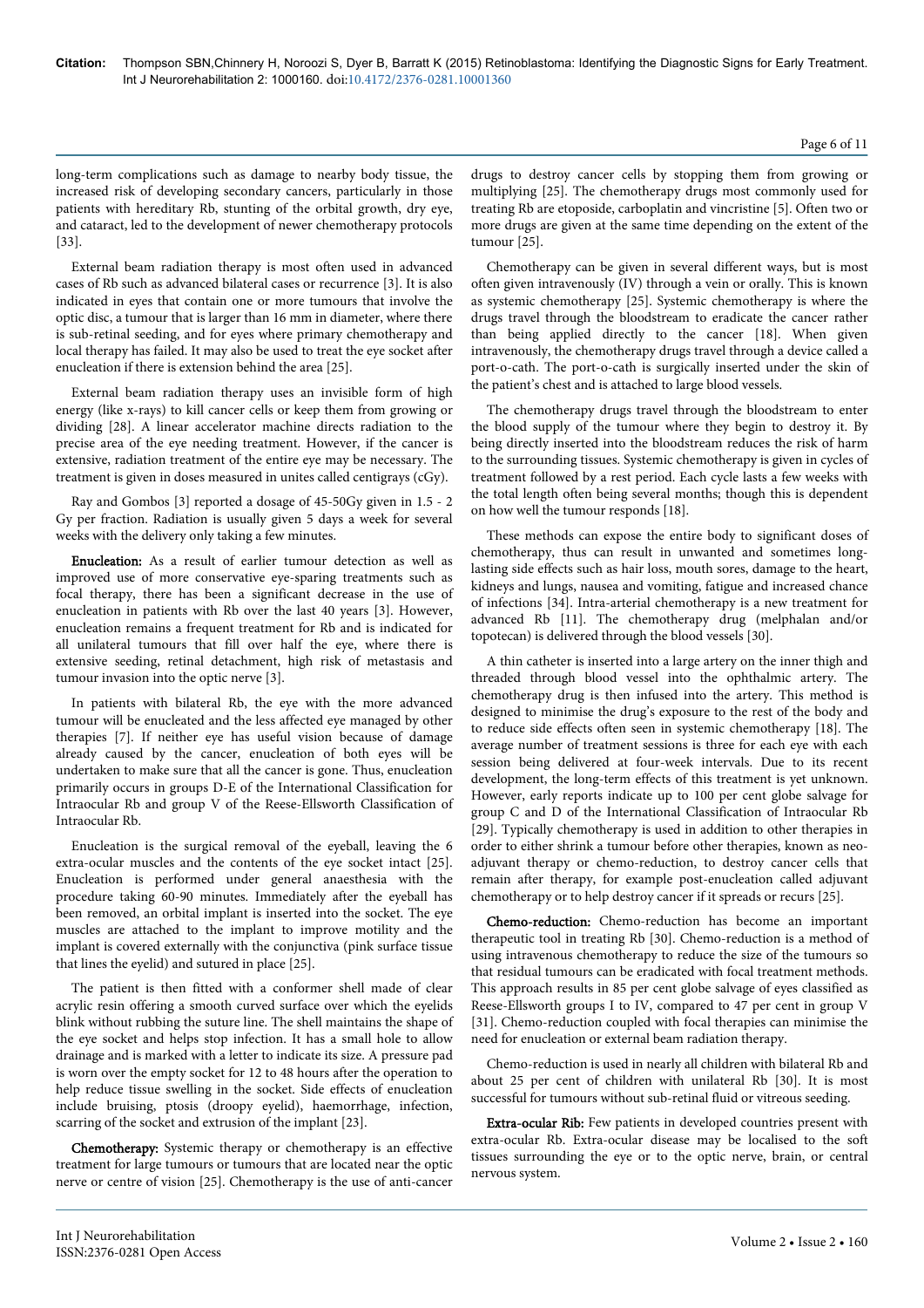long-term complications such as damage to nearby body tissue, the increased risk of developing secondary cancers, particularly in those patients with hereditary Rb, stunting of the orbital growth, dry eye, and cataract, led to the development of newer chemotherapy protocols [33].

External beam radiation therapy is most often used in advanced cases of Rb such as advanced bilateral cases or recurrence [3]. It is also indicated in eyes that contain one or more tumours that involve the optic disc, a tumour that is larger than 16 mm in diameter, where there is sub-retinal seeding, and for eyes where primary chemotherapy and local therapy has failed. It may also be used to treat the eye socket after enucleation if there is extension behind the area [25].

External beam radiation therapy uses an invisible form of high energy (like x-rays) to kill cancer cells or keep them from growing or dividing [28]. A linear accelerator machine directs radiation to the precise area of the eye needing treatment. However, if the cancer is extensive, radiation treatment of the entire eye may be necessary. The treatment is given in doses measured in unites called centigrays (cGy).

Ray and Gombos [3] reported a dosage of 45-50Gy given in 1.5 - 2 Gy per fraction. Radiation is usually given 5 days a week for several weeks with the delivery only taking a few minutes.

**Enucleation:** As a result of earlier tumour detection as well as improved use of more conservative eye-sparing treatments such as focal therapy, there has been a significant decrease in the use of enucleation in patients with Rb over the last 40 years [3]. However, enucleation remains a frequent treatment for Rb and is indicated for all unilateral tumours that fill over half the eye, where there is extensive seeding, retinal detachment, high risk of metastasis and tumour invasion into the optic nerve [3].

In patients with bilateral Rb, the eye with the more advanced tumour will be enucleated and the less affected eye managed by other therapies [7]. If neither eye has useful vision because of damage already caused by the cancer, enucleation of both eyes will be undertaken to make sure that all the cancer is gone. Thus, enucleation primarily occurs in groups D-E of the International Classification for Intraocular Rb and group V of the Reese-Ellsworth Classification of Intraocular Rb.

Enucleation is the surgical removal of the eyeball, leaving the 6 extra-ocular muscles and the contents of the eye socket intact [25]. Enucleation is performed under general anaesthesia with the procedure taking 60-90 minutes. Immediately after the eyeball has been removed, an orbital implant is inserted into the socket. The eye muscles are attached to the implant to improve motility and the implant is covered externally with the conjunctiva (pink surface tissue that lines the eyelid) and sutured in place [25].

The patient is then fitted with a conformer shell made of clear acrylic resin offering a smooth curved surface over which the eyelids blink without rubbing the suture line. The shell maintains the shape of the eye socket and helps stop infection. It has a small hole to allow drainage and is marked with a letter to indicate its size. A pressure pad is worn over the empty socket for 12 to 48 hours after the operation to help reduce tissue swelling in the socket. Side effects of enucleation include bruising, ptosis (droopy eyelid), haemorrhage, infection, scarring of the socket and extrusion of the implant [23].

**Chemotherapy:** Systemic therapy or chemotherapy is an effective treatment for large tumours or tumours that are located near the optic nerve or centre of vision [25]. Chemotherapy is the use of anti-cancer drugs to destroy cancer cells by stopping them from growing or multiplying [25]. The chemotherapy drugs most commonly used for treating Rb are etoposide, carboplatin and vincristine [5]. Often two or more drugs are given at the same time depending on the extent of the tumour [25].

Chemotherapy can be given in several different ways, but is most often given intravenously (IV) through a vein or orally. This is known as systemic chemotherapy [25]. Systemic chemotherapy is where the drugs travel through the bloodstream to eradicate the cancer rather than being applied directly to the cancer [18]. When given intravenously, the chemotherapy drugs travel through a device called a port-o-cath. The port-o-cath is surgically inserted under the skin of the patient's chest and is attached to large blood vessels.

The chemotherapy drugs travel through the bloodstream to enter the blood supply of the tumour where they begin to destroy it. By being directly inserted into the bloodstream reduces the risk of harm to the surrounding tissues. Systemic chemotherapy is given in cycles of treatment followed by a rest period. Each cycle lasts a few weeks with the total length often being several months; though this is dependent on how well the tumour responds [18].

These methods can expose the entire body to significant doses of chemotherapy, thus can result in unwanted and sometimes long-lasting side effects such as hair loss, mouth sores, damage to the heart, kidneys and lungs, nausea and vomiting, fatigue and increased chance of infections [34]. Intra-arterial chemotherapy is a new treatment for advanced Rb [11]. The chemotherapy drug (melphalan and/or topotecan) is delivered through the blood vessels [30].

A thin catheter is inserted into a large artery on the inner thigh and threaded through blood vessel into the ophthalmic artery. The chemotherapy drug is then infused into the artery. This method is designed to minimise the drug's exposure to the rest of the body and to reduce side effects often seen in systemic chemotherapy [18]. The average number of treatment sessions is three for each eye with each session being delivered at four-week intervals. Due to its recent development, the long-term effects of this treatment is yet unknown. However, early reports indicate up to 100 per cent globe salvage for group C and D of the International Classification of Intraocular Rb [29]. Typically chemotherapy is used in addition to other therapies in order to either shrink a tumour before other therapies, known as neo-adjuvant therapy or chemo-reduction, to destroy cancer cells that remain after therapy, for example post-enucleation called adjuvant chemotherapy or to help destroy cancer if it spreads or recurs [25].

**Chemo-reduction:** Chemo-reduction has become an important therapeutic tool in treating Rb [30]. Chemo-reduction is a method of using intravenous chemotherapy to reduce the size of the tumours so that residual tumours can be eradicated with focal treatment methods. This approach results in 85 per cent globe salvage of eyes classified as Reese-Ellsworth groups I to IV, compared to 47 per cent in group V [31]. Chemo-reduction coupled with focal therapies can minimise the need for enucleation or external beam radiation therapy.

Chemo-reduction is used in nearly all children with bilateral Rb and about 25 per cent of children with unilateral Rb [30]. It is most successful for tumours without sub-retinal fluid or vitreous seeding.

**Extra-ocular Rib:** Few patients in developed countries present with extra-ocular Rb. Extra-ocular disease may be localised to the soft tissues surrounding the eye or to the optic nerve, brain, or central nervous system.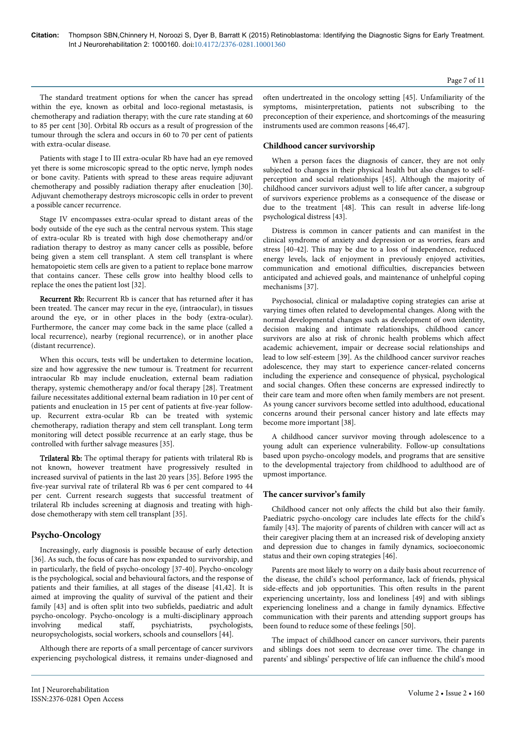The standard treatment options for when the cancer has spread within the eye, known as orbital and loco-regional metastasis, is chemotherapy and radiation therapy; with the cure rate standing at 60 to 85 per cent [30]. Orbital Rb occurs as a result of progression of the tumour through the sclera and occurs in 60 to 70 per cent of patients with extra-ocular disease.

Patients with stage I to III extra-ocular Rb have had an eye removed yet there is some microscopic spread to the optic nerve, lymph nodes or bone cavity. Patients with spread to these areas require adjuvant chemotherapy and possibly radiation therapy after enucleation [30]. Adjuvant chemotherapy destroys microscopic cells in order to prevent a possible cancer recurrence.

Stage IV encompasses extra-ocular spread to distant areas of the body outside of the eye such as the central nervous system. This stage of extra-ocular Rb is treated with high dose chemotherapy and/or radiation therapy to destroy as many cancer cells as possible, before being given a stem cell transplant. A stem cell transplant is where hematopoietic stem cells are given to a patient to replace bone marrow that contains cancer. These cells grow into healthy blood cells to replace the ones the patient lost [32].

**Recurrent Rb:** Recurrent Rb is cancer that has returned after it has been treated. The cancer may recur in the eye, (intraocular), in tissues around the eye, or in other places in the body (extra-ocular). Furthermore, the cancer may come back in the same place (called a local recurrence), nearby (regional recurrence), or in another place (distant recurrence).

When this occurs, tests will be undertaken to determine location, size and how aggressive the new tumour is. Treatment for recurrent intraocular Rb may include enucleation, external beam radiation therapy, systemic chemotherapy and/or focal therapy [28]. Treatment failure necessitates additional external beam radiation in 10 per cent of patients and enucleation in 15 per cent of patients at five-year follow-up. Recurrent extra-ocular Rb can be treated with systemic chemotherapy, radiation therapy and stem cell transplant. Long term monitoring will detect possible recurrence at an early stage, thus be controlled with further salvage measures [35].

**Trilateral Rb:** The optimal therapy for patients with trilateral Rb is not known, however treatment have progressively resulted in increased survival of patients in the last 20 years [35]. Before 1995 the five-year survival rate of trilateral Rb was 6 per cent compared to 44 per cent. Current research suggests that successful treatment of trilateral Rb includes screening at diagnosis and treating with high-dose chemotherapy with stem cell transplant [35].

## Psycho-Oncology

Increasingly, early diagnosis is possible because of early detection [36]. As such, the focus of care has now expanded to survivorship, and in particularly, the field of psycho-oncology [37-40]. Psycho-oncology is the psychological, social and behavioural factors, and the response of patients and their families, at all stages of the disease [41,42]. It is aimed at improving the quality of survival of the patient and their family [43] and is often split into two subfields, paediatric and adult psycho-oncology. Psycho-oncology is a multi-disciplinary approach involving medical staff, psychiatrists, psychologists, neuropsychologists, social workers, schools and counsellors [44].

Although there are reports of a small percentage of cancer survivors experiencing psychological distress, it remains under-diagnosed and often undertreated in the oncology setting [45]. Unfamiliarity of the symptoms, misinterpretation, patients not subscribing to the preconception of their experience, and shortcomings of the measuring instruments used are common reasons [46,47].

### Childhood cancer survivorship

When a person faces the diagnosis of cancer, they are not only subjected to changes in their physical health but also changes to self-perception and social relationships [45]. Although the majority of childhood cancer survivors adjust well to life after cancer, a subgroup of survivors experience problems as a consequence of the disease or due to the treatment [48]. This can result in adverse life-long psychological distress [43].

Distress is common in cancer patients and can manifest in the clinical syndrome of anxiety and depression or as worries, fears and stress [40-42]. This may be due to a loss of independence, reduced energy levels, lack of enjoyment in previously enjoyed activities, communication and emotional difficulties, discrepancies between anticipated and achieved goals, and maintenance of unhelpful coping mechanisms [37].

Psychosocial, clinical or maladaptive coping strategies can arise at varying times often related to developmental changes. Along with the normal developmental changes such as development of own identity, decision making and intimate relationships, childhood cancer survivors are also at risk of chronic health problems which affect academic achievement, impair or decrease social relationships and lead to low self-esteem [39]. As the childhood cancer survivor reaches adolescence, they may start to experience cancer-related concerns including the experience and consequence of physical, psychological and social changes. Often these concerns are expressed indirectly to their care team and more often when family members are not present. As young cancer survivors become settled into adulthood, educational concerns around their personal cancer history and late effects may become more important [38].

A childhood cancer survivor moving through adolescence to a young adult can experience vulnerability. Follow-up consultations based upon psycho-oncology models, and programs that are sensitive to the developmental trajectory from childhood to adulthood are of upmost importance.

### The cancer survivor's family

Childhood cancer not only affects the child but also their family. Paediatric psycho-oncology care includes late effects for the child's family [43]. The majority of parents of children with cancer will act as their caregiver placing them at an increased risk of developing anxiety and depression due to changes in family dynamics, socioeconomic status and their own coping strategies [46].

Parents are most likely to worry on a daily basis about recurrence of the disease, the child's school performance, lack of friends, physical side-effects and job opportunities. This often results in the parent experiencing uncertainty, loss and loneliness [49] and with siblings experiencing loneliness and a change in family dynamics. Effective communication with their parents and attending support groups has been found to reduce some of these feelings [50].

The impact of childhood cancer on cancer survivors, their parents and siblings does not seem to decrease over time. The change in parents' and siblings' perspective of life can influence the child's mood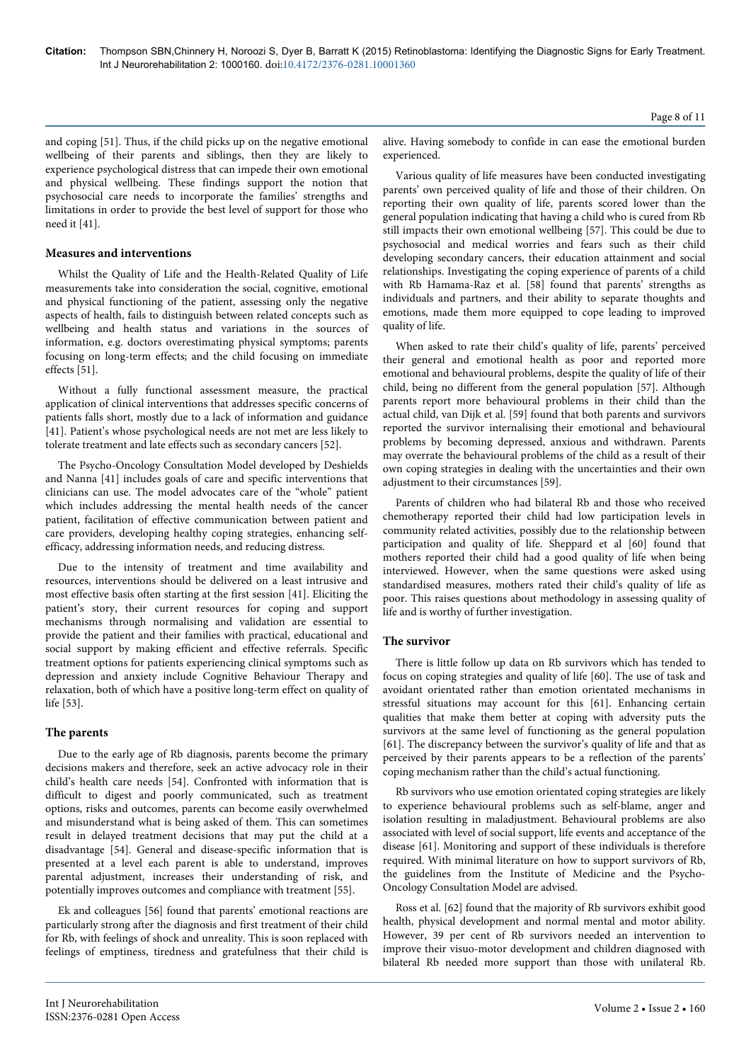and coping [51]. Thus, if the child picks up on the negative emotional wellbeing of their parents and siblings, then they are likely to experience psychological distress that can impede their own emotional and physical wellbeing. These findings support the notion that psychosocial care needs to incorporate the families' strengths and limitations in order to provide the best level of support for those who need it [41].

### Measures and interventions

Whilst the Quality of Life and the Health-Related Quality of Life measurements take into consideration the social, cognitive, emotional and physical functioning of the patient, assessing only the negative aspects of health, fails to distinguish between related concepts such as wellbeing and health status and variations in the sources of information, e.g. doctors overestimating physical symptoms; parents focusing on long-term effects; and the child focusing on immediate effects [51].

Without a fully functional assessment measure, the practical application of clinical interventions that addresses specific concerns of patients falls short, mostly due to a lack of information and guidance [41]. Patient's whose psychological needs are not met are less likely to tolerate treatment and late effects such as secondary cancers [52].

The Psycho-Oncology Consultation Model developed by Deshields and Nanna [41] includes goals of care and specific interventions that clinicians can use. The model advocates care of the "whole" patient which includes addressing the mental health needs of the cancer patient, facilitation of effective communication between patient and care providers, developing healthy coping strategies, enhancing self-efficacy, addressing information needs, and reducing distress.

Due to the intensity of treatment and time availability and resources, interventions should be delivered on a least intrusive and most effective basis often starting at the first session [41]. Eliciting the patient's story, their current resources for coping and support mechanisms through normalising and validation are essential to provide the patient and their families with practical, educational and social support by making efficient and effective referrals. Specific treatment options for patients experiencing clinical symptoms such as depression and anxiety include Cognitive Behaviour Therapy and relaxation, both of which have a positive long-term effect on quality of life [53].

### The parents

Due to the early age of Rb diagnosis, parents become the primary decisions makers and therefore, seek an active advocacy role in their child's health care needs [54]. Confronted with information that is difficult to digest and poorly communicated, such as treatment options, risks and outcomes, parents can become easily overwhelmed and misunderstand what is being asked of them. This can sometimes result in delayed treatment decisions that may put the child at a disadvantage [54]. General and disease-specific information that is presented at a level each parent is able to understand, improves parental adjustment, increases their understanding of risk, and potentially improves outcomes and compliance with treatment [55].

Ek and colleagues [56] found that parents' emotional reactions are particularly strong after the diagnosis and first treatment of their child for Rb, with feelings of shock and unreality. This is soon replaced with feelings of emptiness, tiredness and gratefulness that their child is alive. Having somebody to confide in can ease the emotional burden experienced.

Various quality of life measures have been conducted investigating parents' own perceived quality of life and those of their children. On reporting their own quality of life, parents scored lower than the general population indicating that having a child who is cured from Rb still impacts their own emotional wellbeing [57]. This could be due to psychosocial and medical worries and fears such as their child developing secondary cancers, their education attainment and social relationships. Investigating the coping experience of parents of a child with Rb Hamama-Raz et al. [58] found that parents' strengths as individuals and partners, and their ability to separate thoughts and emotions, made them more equipped to cope leading to improved quality of life.

When asked to rate their child's quality of life, parents' perceived their general and emotional health as poor and reported more emotional and behavioural problems, despite the quality of life of their child, being no different from the general population [57]. Although parents report more behavioural problems in their child than the actual child, van Dijk et al. [59] found that both parents and survivors reported the survivor internalising their emotional and behavioural problems by becoming depressed, anxious and withdrawn. Parents may overrate the behavioural problems of the child as a result of their own coping strategies in dealing with the uncertainties and their own adjustment to their circumstances [59].

Parents of children who had bilateral Rb and those who received chemotherapy reported their child had low participation levels in community related activities, possibly due to the relationship between participation and quality of life. Sheppard et al [60] found that mothers reported their child had a good quality of life when being interviewed. However, when the same questions were asked using standardised measures, mothers rated their child's quality of life as poor. This raises questions about methodology in assessing quality of life and is worthy of further investigation.

### The survivor

There is little follow up data on Rb survivors which has tended to focus on coping strategies and quality of life [60]. The use of task and avoidant orientated rather than emotion orientated mechanisms in stressful situations may account for this [61]. Enhancing certain qualities that make them better at coping with adversity puts the survivors at the same level of functioning as the general population [61]. The discrepancy between the survivor's quality of life and that as perceived by their parents appears to be a reflection of the parents' coping mechanism rather than the child's actual functioning.

Rb survivors who use emotion orientated coping strategies are likely to experience behavioural problems such as self-blame, anger and isolation resulting in maladjustment. Behavioural problems are also associated with level of social support, life events and acceptance of the disease [61]. Monitoring and support of these individuals is therefore required. With minimal literature on how to support survivors of Rb, the guidelines from the Institute of Medicine and the Psycho-Oncology Consultation Model are advised.

Ross et al. [62] found that the majority of Rb survivors exhibit good health, physical development and normal mental and motor ability. However, 39 per cent of Rb survivors needed an intervention to improve their visuo-motor development and children diagnosed with bilateral Rb needed more support than those with unilateral Rb.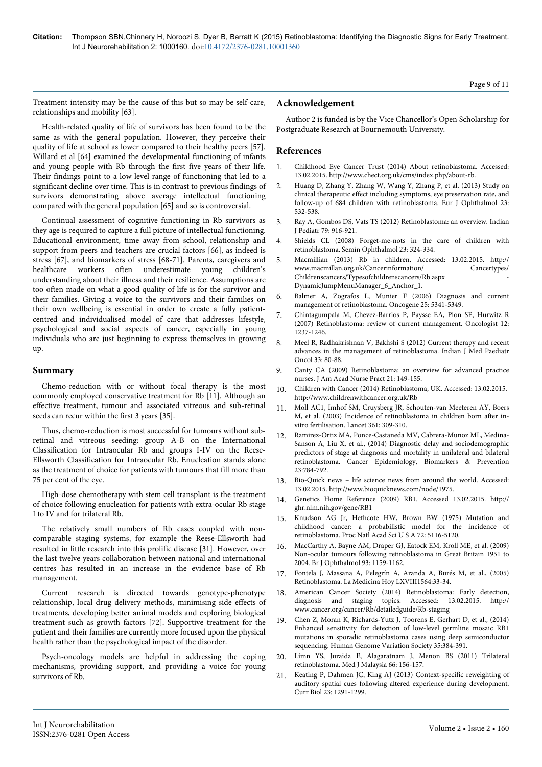Treatment intensity may be the cause of this but so may be self-care, relationships and mobility [63].

Health-related quality of life of survivors has been found to be the same as with the general population. However, they perceive their quality of life at school as lower compared to their healthy peers [57]. Willard et al [64] examined the developmental functioning of infants and young people with Rb through the first five years of their life. Their findings point to a low level range of functioning that led to a significant decline over time. This is in contrast to previous findings of survivors demonstrating above average intellectual functioning compared with the general population [65] and so is controversial.

Continual assessment of cognitive functioning in Rb survivors as they age is required to capture a full picture of intellectual functioning. Educational environment, time away from school, relationship and support from peers and teachers are crucial factors [66], as indeed is stress [67], and biomarkers of stress [68-71]. Parents, caregivers and healthcare workers often underestimate young children's understanding about their illness and their resilience. Assumptions are too often made on what a good quality of life is for the survivor and their families. Giving a voice to the survivors and their families on their own wellbeing is essential in order to create a fully patient-centred and individualised model of care that addresses lifestyle, psychological and social aspects of cancer, especially in young individuals who are just beginning to express themselves in growing up.

## Summary

Chemo-reduction with or without focal therapy is the most commonly employed conservative treatment for Rb [11]. Although an effective treatment, tumour and associated vitreous and sub-retinal seeds can recur within the first 3 years [35].

Thus, chemo-reduction is most successful for tumours without sub-retinal and vitreous seeding: group A-B on the International Classification for Intraocular Rb and groups I-IV on the Reese-Ellsworth Classification for Intraocular Rb. Enucleation stands alone as the treatment of choice for patients with tumours that fill more than 75 per cent of the eye.

High-dose chemotherapy with stem cell transplant is the treatment of choice following enucleation for patients with extra-ocular Rb stage I to IV and for trilateral Rb.

The relatively small numbers of Rb cases coupled with non-comparable staging systems, for example the Reese-Ellsworth had resulted in little research into this prolific disease [31]. However, over the last twelve years collaboration between national and international centres has resulted in an increase in the evidence base of Rb management.

Current research is directed towards genotype-phenotype relationship, local drug delivery methods, minimising side effects of treatments, developing better animal models and exploring biological treatment such as growth factors [72]. Supportive treatment for the patient and their families are currently more focused upon the physical health rather than the psychological impact of the disorder.

Psych-oncology models are helpful in addressing the coping mechanisms, providing support, and providing a voice for young survivors of Rb.

## Acknowledgement

Author 2 is funded is by the Vice Chancellor's Open Scholarship for Postgraduate Research at Bournemouth University.

## References

1. Childhood Eye Cancer Trust (2014) About retinoblastoma. Accessed: 13.02.2015. http://www.chect.org.uk/cms/index.php/about-rb.
2. Huang D, Zhang Y, Zhang W, Wang Y, Zhang P, et al. (2013) Study on clinical therapeutic effect including symptoms, eye preservation rate, and follow-up of 684 children with retinoblastoma. Eur J Ophthalmol 23: 532-538.
3. Ray A, Gombos DS, Vats TS (2012) Retinoblastoma: an overview. Indian J Pediatr 79: 916-921.
4. Shields CL (2008) Forget-me-nots in the care of children with retinoblastoma. Semin Ophthalmol 23: 324-334.
5. Macmillian (2013) Rb in children. Accessed: 13.02.2015. http://www.macmillan.org.uk/Cancerinformation/ Cancertypes/ Childrenscancers/Typesofchildrenscancers/Rb.aspx - DynamicJumpMenuManager_6_Anchor_1.
6. Balmer A, Zografos L, Munier F (2006) Diagnosis and current management of retinoblastoma. Oncogene 25: 5341-5349.
7. Chintagumpala M, Chevez-Barrios P, Paysse EA, Plon SE, Hurwitz R (2007) Retinoblastoma: review of current management. Oncologist 12: 1237-1246.
8. Meel R, Radhakrishnan V, Bakhshi S (2012) Current therapy and recent advances in the management of retinoblastoma. Indian J Med Paediatr Oncol 33: 80-88.
9. Canty CA (2009) Retinoblastoma: an overview for advanced practice nurses. J Am Acad Nurse Pract 21: 149-155.
10. Children with Cancer (2014) Retinoblastoma, UK. Accessed: 13.02.2015. http://www.childrenwithcancer.org.uk/Rb
11. Moll AC1, Imhof SM, Cruysberg JR, Schouten-van Meeteren AY, Boers M, et al. (2003) Incidence of retinoblastoma in children born after in-vitro fertilisation. Lancet 361: 309-310.
12. Ramirez-Ortiz MA, Ponce-Castaneda MV, Cabrera-Munoz ML, Medina-Sanson A, Liu X, et al., (2014) Diagnostic delay and sociodemographic predictors of stage at diagnosis and mortality in unilateral and bilateral retinoblastoma. Cancer Epidemiology, Biomarkers & Prevention 23:784-792.
13. Bio-Quick news – life science news from around the world. Accessed: 13.02.2015. http://www.bioquicknews.com/node/1975.
14. Genetics Home Reference (2009) RB1. Accessed 13.02.2015. http://ghr.nlm.nih.gov/gene/RB1
15. Knudson AG Jr, Hethcote HW, Brown BW (1975) Mutation and childhood cancer: a probabilistic model for the incidence of retinoblastoma. Proc Natl Acad Sci U S A 72: 5116-5120.
16. MacCarthy A, Bayne AM, Draper GJ, Eatock EM, Kroll ME, et al. (2009) Non-ocular tumours following retinoblastoma in Great Britain 1951 to 2004. Br J Ophthalmol 93: 1159-1162.
17. Fontela J, Massana A, Pelegrín A, Aranda A, Burés M, et al., (2005) Retinoblastoma. La Medicina Hoy LXVIII1564:33-34.
18. American Cancer Society (2014) Retinoblastoma: Early detection, diagnosis and staging topics. Accessed: 13.02.2015. http://www.cancer.org/cancer/Rb/detailedguide/Rb-staging
19. Chen Z, Moran K, Richards-Yutz J, Toorens E, Gerhart D, et al., (2014) Enhanced sensitivity for detection of low-level germline mosaic RB1 mutations in sporadic retinoblastoma cases using deep semiconductor sequencing. Human Genome Variation Society 35:384-391.
20. Limn YS, Juraida E, Alagaratnam J, Menon BS (2011) Trilateral retinoblastoma. Med J Malaysia 66: 156-157.
21. Keating P, Dahmen JC, King AJ (2013) Context-specific reweighting of auditory spatial cues following altered experience during development. Curr Biol 23: 1291-1299.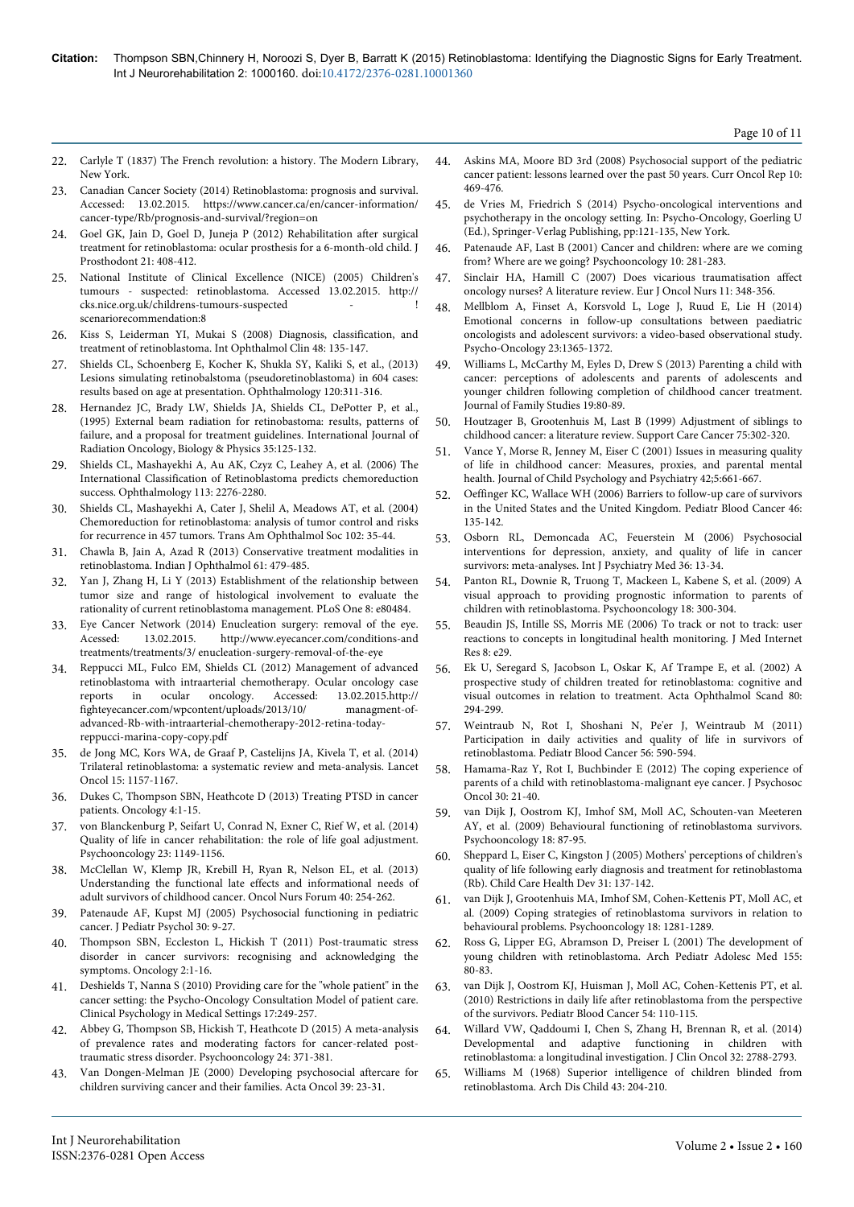22. Carlyle T (1837) The French revolution: a history. The Modern Library, New York.
23. Canadian Cancer Society (2014) Retinoblastoma: prognosis and survival. Accessed: 13.02.2015. https://www.cancer.ca/en/cancer-information/cancer-type/Rb/prognosis-and-survival/?region=on
24. Goel GK, Jain D, Goel D, Juneja P (2012) Rehabilitation after surgical treatment for retinoblastoma: ocular prosthesis for a 6-month-old child. J Prosthodont 21: 408-412.
25. National Institute of Clinical Excellence (NICE) (2005) Children's tumours - suspected: retinoblastoma. Accessed 13.02.2015. http://cks.nice.org.uk/childrens-tumours-suspected - ! scenariorecommendation:8
26. Kiss S, Leiderman YI, Mukai S (2008) Diagnosis, classification, and treatment of retinoblastoma. Int Ophthalmol Clin 48: 135-147.
27. Shields CL, Schoenberg E, Kocher K, Shukla SY, Kaliki S, et al., (2013) Lesions simulating retinobalstoma (pseudoretinoblastoma) in 604 cases: results based on age at presentation. Ophthalmology 120:311-316.
28. Hernandez JC, Brady LW, Shields JA, Shields CL, DePotter P, et al., (1995) External beam radiation for retinobastoma: results, patterns of failure, and a proposal for treatment guidelines. International Journal of Radiation Oncology, Biology & Physics 35:125-132.
29. Shields CL, Mashayekhi A, Au AK, Czyz C, Leahey A, et al. (2006) The International Classification of Retinoblastoma predicts chemoreduction success. Ophthalmology 113: 2276-2280.
30. Shields CL, Mashayekhi A, Cater J, Shelil A, Meadows AT, et al. (2004) Chemoreduction for retinoblastoma: analysis of tumor control and risks for recurrence in 457 tumors. Trans Am Ophthalmol Soc 102: 35-44.
31. Chawla B, Jain A, Azad R (2013) Conservative treatment modalities in retinoblastoma. Indian J Ophthalmol 61: 479-485.
32. Yan J, Zhang H, Li Y (2013) Establishment of the relationship between tumor size and range of histological involvement to evaluate the rationality of current retinoblastoma management. PLoS One 8: e80484.
33. Eye Cancer Network (2014) Enucleation surgery: removal of the eye. Acessed: 13.02.2015. http://www.eyecancer.com/conditions-and treatments/treatments/3/ enucleation-surgery-removal-of-the-eye
34. Reppucci ML, Fulco EM, Shields CL (2012) Management of advanced retinoblastoma with intraarterial chemotherapy. Ocular oncology case reports in ocular oncology. Accessed: 13.02.2015.http://fighteyecancer.com/wpcontent/uploads/2013/10/ managment-of-advanced-Rb-with-intraarterial-chemotherapy-2012-retina-today-reppucci-marina-copy-copy.pdf
35. de Jong MC, Kors WA, de Graaf P, Castelijns JA, Kivela T, et al. (2014) Trilateral retinoblastoma: a systematic review and meta-analysis. Lancet Oncol 15: 1157-1167.
36. Dukes C, Thompson SBN, Heathcote D (2013) Treating PTSD in cancer patients. Oncology 4:1-15.
37. von Blanckenburg P, Seifart U, Conrad N, Exner C, Rief W, et al. (2014) Quality of life in cancer rehabilitation: the role of life goal adjustment. Psychooncology 23: 1149-1156.
38. McClellan W, Klemp JR, Krebill H, Ryan R, Nelson EL, et al. (2013) Understanding the functional late effects and informational needs of adult survivors of childhood cancer. Oncol Nurs Forum 40: 254-262.
39. Patenaude AF, Kupst MJ (2005) Psychosocial functioning in pediatric cancer. J Pediatr Psychol 30: 9-27.
40. Thompson SBN, Eccleston L, Hickish T (2011) Post-traumatic stress disorder in cancer survivors: recognising and acknowledging the symptoms. Oncology 2:1-16.
41. Deshields T, Nanna S (2010) Providing care for the "whole patient" in the cancer setting: the Psycho-Oncology Consultation Model of patient care. Clinical Psychology in Medical Settings 17:249-257.
42. Abbey G, Thompson SB, Hickish T, Heathcote D (2015) A meta-analysis of prevalence rates and moderating factors for cancer-related post-traumatic stress disorder. Psychooncology 24: 371-381.
43. Van Dongen-Melman JE (2000) Developing psychosocial aftercare for children surviving cancer and their families. Acta Oncol 39: 23-31.
44. Askins MA, Moore BD 3rd (2008) Psychosocial support of the pediatric cancer patient: lessons learned over the past 50 years. Curr Oncol Rep 10: 469-476.
45. de Vries M, Friedrich S (2014) Psycho-oncological interventions and psychotherapy in the oncology setting. In: Psycho-Oncology, Goerling U (Ed.), Springer-Verlag Publishing, pp:121-135, New York.
46. Patenaude AF, Last B (2001) Cancer and children: where are we coming from? Where are we going? Psychooncology 10: 281-283.
47. Sinclair HA, Hamill C (2007) Does vicarious traumatisation affect oncology nurses? A literature review. Eur J Oncol Nurs 11: 348-356.
48. Mellblom A, Finset A, Korsvold L, Loge J, Ruud E, Lie H (2014) Emotional concerns in follow-up consultations between paediatric oncologists and adolescent survivors: a video-based observational study. Psycho-Oncology 23:1365-1372.
49. Williams L, McCarthy M, Eyles D, Drew S (2013) Parenting a child with cancer: perceptions of adolescents and parents of adolescents and younger children following completion of childhood cancer treatment. Journal of Family Studies 19:80-89.
50. Houtzager B, Grootenhuis M, Last B (1999) Adjustment of siblings to childhood cancer: a literature review. Support Care Cancer 75:302-320.
51. Vance Y, Morse R, Jenney M, Eiser C (2001) Issues in measuring quality of life in childhood cancer: Measures, proxies, and parental mental health. Journal of Child Psychology and Psychiatry 42;5:661-667.
52. Oeffinger KC, Wallace WH (2006) Barriers to follow-up care of survivors in the United States and the United Kingdom. Pediatr Blood Cancer 46: 135-142.
53. Osborn RL, Demoncada AC, Feuerstein M (2006) Psychosocial interventions for depression, anxiety, and quality of life in cancer survivors: meta-analyses. Int J Psychiatry Med 36: 13-34.
54. Panton RL, Downie R, Truong T, Mackeen L, Kabene S, et al. (2009) A visual approach to providing prognostic information to parents of children with retinoblastoma. Psychooncology 18: 300-304.
55. Beaudin JS, Intille SS, Morris ME (2006) To track or not to track: user reactions to concepts in longitudinal health monitoring. J Med Internet Res 8: e29.
56. Ek U, Seregard S, Jacobson L, Oskar K, Af Trampe E, et al. (2002) A prospective study of children treated for retinoblastoma: cognitive and visual outcomes in relation to treatment. Acta Ophthalmol Scand 80: 294-299.
57. Weintraub N, Rot I, Shoshani N, Pe'er J, Weintraub M (2011) Participation in daily activities and quality of life in survivors of retinoblastoma. Pediatr Blood Cancer 56: 590-594.
58. Hamama-Raz Y, Rot I, Buchbinder E (2012) The coping experience of parents of a child with retinoblastoma-malignant eye cancer. J Psychosoc Oncol 30: 21-40.
59. van Dijk J, Oostrom KJ, Imhof SM, Moll AC, Schouten-van Meeteren AY, et al. (2009) Behavioural functioning of retinoblastoma survivors. Psychooncology 18: 87-95.
60. Sheppard L, Eiser C, Kingston J (2005) Mothers' perceptions of children's quality of life following early diagnosis and treatment for retinoblastoma (Rb). Child Care Health Dev 31: 137-142.
61. van Dijk J, Grootenhuis MA, Imhof SM, Cohen-Kettenis PT, Moll AC, et al. (2009) Coping strategies of retinoblastoma survivors in relation to behavioural problems. Psychooncology 18: 1281-1289.
62. Ross G, Lipper EG, Abramson D, Preiser L (2001) The development of young children with retinoblastoma. Arch Pediatr Adolesc Med 155: 80-83.
63. van Dijk J, Oostrom KJ, Huisman J, Moll AC, Cohen-Kettenis PT, et al. (2010) Restrictions in daily life after retinoblastoma from the perspective of the survivors. Pediatr Blood Cancer 54: 110-115.
64. Willard VW, Qaddoumi I, Chen S, Zhang H, Brennan R, et al. (2014) Developmental and adaptive functioning in children with retinoblastoma: a longitudinal investigation. J Clin Oncol 32: 2788-2793.
65. Williams M (1968) Superior intelligence of children blinded from retinoblastoma. Arch Dis Child 43: 204-210.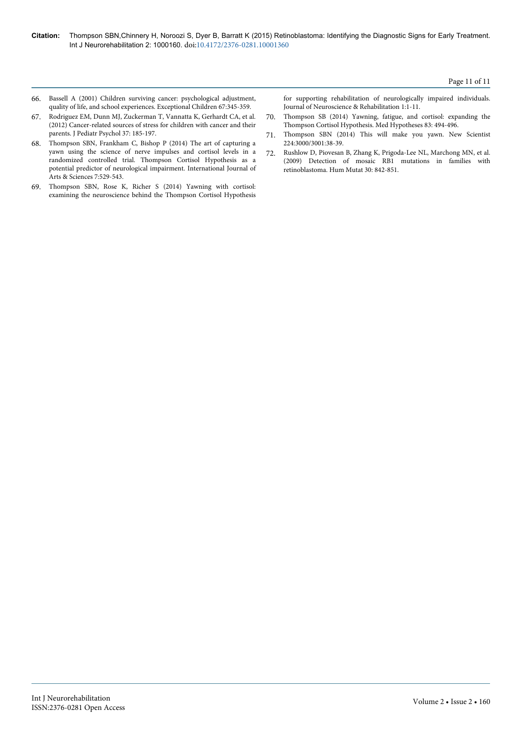66. Bassell A (2001) Children surviving cancer: psychological adjustment, quality of life, and school experiences. Exceptional Children 67:345-359.
67. Rodriguez EM, Dunn MJ, Zuckerman T, Vannatta K, Gerhardt CA, et al. (2012) Cancer-related sources of stress for children with cancer and their parents. J Pediatr Psychol 37: 185-197.
68. Thompson SBN, Frankham C, Bishop P (2014) The art of capturing a yawn using the science of nerve impulses and cortisol levels in a randomized controlled trial. Thompson Cortisol Hypothesis as a potential predictor of neurological impairment. International Journal of Arts & Sciences 7:529-543.
69. Thompson SBN, Rose K, Richer S (2014) Yawning with cortisol: examining the neuroscience behind the Thompson Cortisol Hypothesis for supporting rehabilitation of neurologically impaired individuals. Journal of Neuroscience & Rehabilitation 1:1-11.
70. Thompson SB (2014) Yawning, fatigue, and cortisol: expanding the Thompson Cortisol Hypothesis. Med Hypotheses 83: 494-496.
71. Thompson SBN (2014) This will make you yawn. New Scientist 224:3000/3001:38-39.
72. Rushlow D, Piovesan B, Zhang K, Prigoda-Lee NL, Marchong MN, et al. (2009) Detection of mosaic RB1 mutations in families with retinoblastoma. Hum Mutat 30: 842-851.